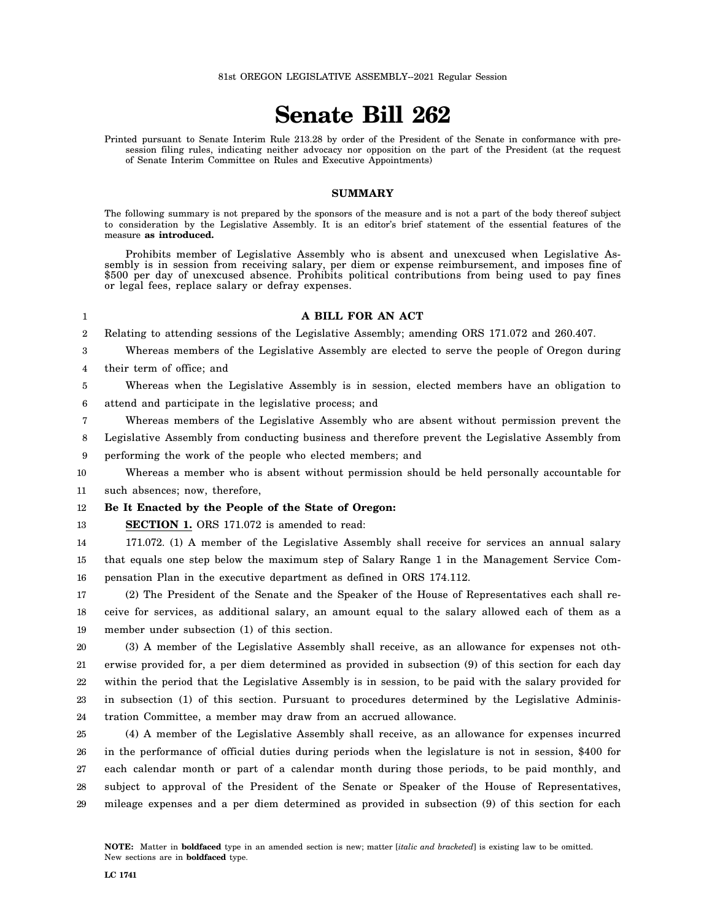81st OREGON LEGISLATIVE ASSEMBLY--2021 Regular Session

# Senate Bill 262

Printed pursuant to Senate Interim Rule 213.28 by order of the President of the Senate in conformance with presession filing rules, indicating neither advocacy nor opposition on the part of the President (at the request of Senate Interim Committee on Rules and Executive Appointments)

## SUMMARY

The following summary is not prepared by the sponsors of the measure and is not a part of the body thereof subject to consideration by the Legislative Assembly. It is an editor's brief statement of the essential features of the measure **as introduced.**

Prohibits member of Legislative Assembly who is absent and unexcused when Legislative Assembly is in session from receiving salary, per diem or expense reimbursement, and imposes fine of $500 per day of unexcused absence. Prohibits political contributions from being used to pay fines or legal fees, replace salary or defray expenses.

**A BILL FOR AN ACT**

Relating to attending sessions of the Legislative Assembly; amending ORS 171.072 and 260.407.

Whereas members of the Legislative Assembly are elected to serve the people of Oregon during their term of office; and

Whereas when the Legislative Assembly is in session, elected members have an obligation to attend and participate in the legislative process; and

Whereas members of the Legislative Assembly who are absent without permission prevent the Legislative Assembly from conducting business and therefore prevent the Legislative Assembly from performing the work of the people who elected members; and

Whereas a member who is absent without permission should be held personally accountable for such absences; now, therefore,

**Be It Enacted by the People of the State of Oregon:**

**SECTION 1.** ORS 171.072 is amended to read:

171.072. (1) A member of the Legislative Assembly shall receive for services an annual salary that equals one step below the maximum step of Salary Range 1 in the Management Service Compensation Plan in the executive department as defined in ORS 174.112.

(2) The President of the Senate and the Speaker of the House of Representatives each shall receive for services, as additional salary, an amount equal to the salary allowed each of them as a member under subsection (1) of this section.

(3) A member of the Legislative Assembly shall receive, as an allowance for expenses not otherwise provided for, a per diem determined as provided in subsection (9) of this section for each day within the period that the Legislative Assembly is in session, to be paid with the salary provided for in subsection (1) of this section. Pursuant to procedures determined by the Legislative Administration Committee, a member may draw from an accrued allowance.

(4) A member of the Legislative Assembly shall receive, as an allowance for expenses incurred in the performance of official duties during periods when the legislature is not in session, $400 for each calendar month or part of a calendar month during those periods, to be paid monthly, and subject to approval of the President of the Senate or Speaker of the House of Representatives, mileage expenses and a per diem determined as provided in subsection (9) of this section for each

**NOTE:** Matter in **boldfaced** type in an amended section is new; matter [*italic and bracketed*] is existing law to be omitted. New sections are in **boldfaced** type.

LC 1741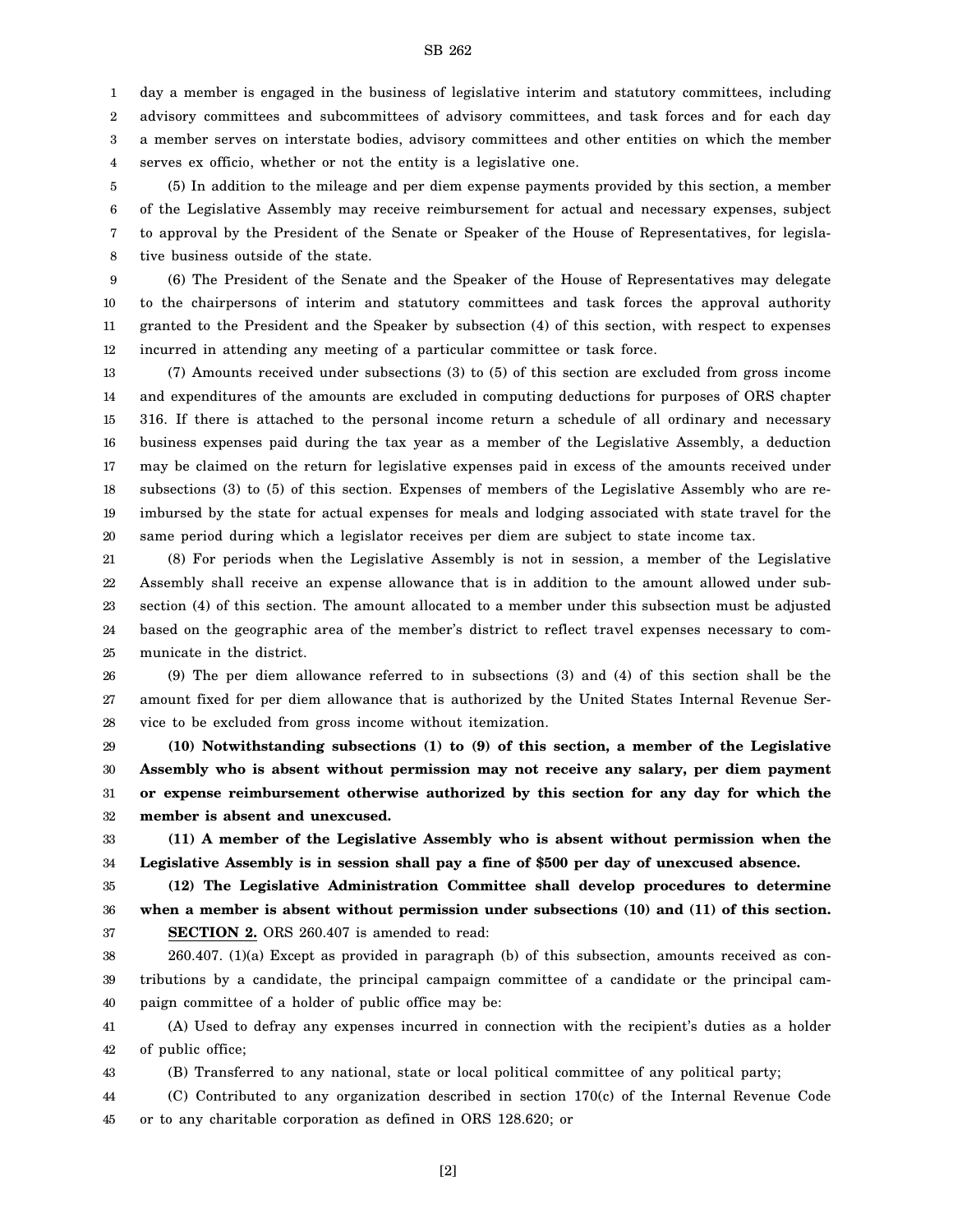day a member is engaged in the business of legislative interim and statutory committees, including advisory committees and subcommittees of advisory committees, and task forces and for each day a member serves on interstate bodies, advisory committees and other entities on which the member serves ex officio, whether or not the entity is a legislative one.

(5) In addition to the mileage and per diem expense payments provided by this section, a member of the Legislative Assembly may receive reimbursement for actual and necessary expenses, subject to approval by the President of the Senate or Speaker of the House of Representatives, for legislative business outside of the state.

(6) The President of the Senate and the Speaker of the House of Representatives may delegate to the chairpersons of interim and statutory committees and task forces the approval authority granted to the President and the Speaker by subsection (4) of this section, with respect to expenses incurred in attending any meeting of a particular committee or task force.

(7) Amounts received under subsections (3) to (5) of this section are excluded from gross income and expenditures of the amounts are excluded in computing deductions for purposes of ORS chapter 316. If there is attached to the personal income return a schedule of all ordinary and necessary business expenses paid during the tax year as a member of the Legislative Assembly, a deduction may be claimed on the return for legislative expenses paid in excess of the amounts received under subsections (3) to (5) of this section. Expenses of members of the Legislative Assembly who are reimbursed by the state for actual expenses for meals and lodging associated with state travel for the same period during which a legislator receives per diem are subject to state income tax.

(8) For periods when the Legislative Assembly is not in session, a member of the Legislative Assembly shall receive an expense allowance that is in addition to the amount allowed under subsection (4) of this section. The amount allocated to a member under this subsection must be adjusted based on the geographic area of the member's district to reflect travel expenses necessary to communicate in the district.

(9) The per diem allowance referred to in subsections (3) and (4) of this section shall be the amount fixed for per diem allowance that is authorized by the United States Internal Revenue Service to be excluded from gross income without itemization.

**(10) Notwithstanding subsections (1) to (9) of this section, a member of the Legislative Assembly who is absent without permission may not receive any salary, per diem payment or expense reimbursement otherwise authorized by this section for any day for which the member is absent and unexcused.**

**(11) A member of the Legislative Assembly who is absent without permission when the Legislative Assembly is in session shall pay a fine of $500 per day of unexcused absence.**

**(12) The Legislative Administration Committee shall develop procedures to determine when a member is absent without permission under subsections (10) and (11) of this section.**

**SECTION 2.** ORS 260.407 is amended to read:

260.407. (1)(a) Except as provided in paragraph (b) of this subsection, amounts received as contributions by a candidate, the principal campaign committee of a candidate or the principal campaign committee of a holder of public office may be:

(A) Used to defray any expenses incurred in connection with the recipient's duties as a holder of public office;

(B) Transferred to any national, state or local political committee of any political party;

(C) Contributed to any organization described in section 170(c) of the Internal Revenue Code or to any charitable corporation as defined in ORS 128.620; or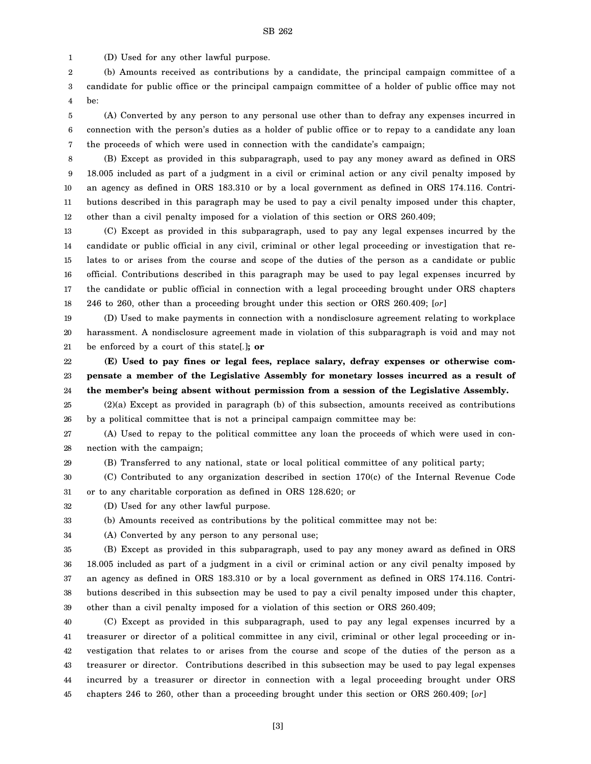(D) Used for any other lawful purpose.

(b) Amounts received as contributions by a candidate, the principal campaign committee of a candidate for public office or the principal campaign committee of a holder of public office may not be:

(A) Converted by any person to any personal use other than to defray any expenses incurred in connection with the person's duties as a holder of public office or to repay to a candidate any loan the proceeds of which were used in connection with the candidate's campaign;

(B) Except as provided in this subparagraph, used to pay any money award as defined in ORS 18.005 included as part of a judgment in a civil or criminal action or any civil penalty imposed by an agency as defined in ORS 183.310 or by a local government as defined in ORS 174.116. Contributions described in this paragraph may be used to pay a civil penalty imposed under this chapter, other than a civil penalty imposed for a violation of this section or ORS 260.409;

(C) Except as provided in this subparagraph, used to pay any legal expenses incurred by the candidate or public official in any civil, criminal or other legal proceeding or investigation that relates to or arises from the course and scope of the duties of the person as a candidate or public official. Contributions described in this paragraph may be used to pay legal expenses incurred by the candidate or public official in connection with a legal proceeding brought under ORS chapters 246 to 260, other than a proceeding brought under this section or ORS 260.409; [*or*]

(D) Used to make payments in connection with a nondisclosure agreement relating to workplace harassment. A nondisclosure agreement made in violation of this subparagraph is void and may not be enforced by a court of this state[*.*]**; or**

**(E) Used to pay fines or legal fees, replace salary, defray expenses or otherwise compensate a member of the Legislative Assembly for monetary losses incurred as a result of the member's being absent without permission from a session of the Legislative Assembly.**

(2)(a) Except as provided in paragraph (b) of this subsection, amounts received as contributions by a political committee that is not a principal campaign committee may be:

(A) Used to repay to the political committee any loan the proceeds of which were used in connection with the campaign;

(B) Transferred to any national, state or local political committee of any political party;

(C) Contributed to any organization described in section 170(c) of the Internal Revenue Code or to any charitable corporation as defined in ORS 128.620; or

(D) Used for any other lawful purpose.

(b) Amounts received as contributions by the political committee may not be:

(A) Converted by any person to any personal use;

(B) Except as provided in this subparagraph, used to pay any money award as defined in ORS 18.005 included as part of a judgment in a civil or criminal action or any civil penalty imposed by an agency as defined in ORS 183.310 or by a local government as defined in ORS 174.116. Contributions described in this subsection may be used to pay a civil penalty imposed under this chapter, other than a civil penalty imposed for a violation of this section or ORS 260.409;

(C) Except as provided in this subparagraph, used to pay any legal expenses incurred by a treasurer or director of a political committee in any civil, criminal or other legal proceeding or investigation that relates to or arises from the course and scope of the duties of the person as a treasurer or director. Contributions described in this subsection may be used to pay legal expenses incurred by a treasurer or director in connection with a legal proceeding brought under ORS chapters 246 to 260, other than a proceeding brought under this section or ORS 260.409; [*or*]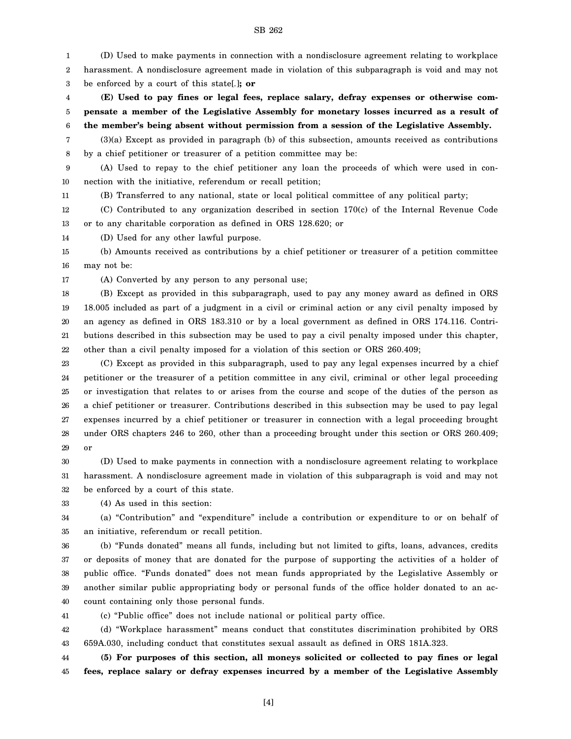(D) Used to make payments in connection with a nondisclosure agreement relating to workplace harassment. A nondisclosure agreement made in violation of this subparagraph is void and may not be enforced by a court of this state[.]**; or**

**(E) Used to pay fines or legal fees, replace salary, defray expenses or otherwise compensate a member of the Legislative Assembly for monetary losses incurred as a result of the member's being absent without permission from a session of the Legislative Assembly.**

(3)(a) Except as provided in paragraph (b) of this subsection, amounts received as contributions by a chief petitioner or treasurer of a petition committee may be:

(A) Used to repay to the chief petitioner any loan the proceeds of which were used in connection with the initiative, referendum or recall petition;

(B) Transferred to any national, state or local political committee of any political party;

(C) Contributed to any organization described in section 170(c) of the Internal Revenue Code or to any charitable corporation as defined in ORS 128.620; or

(D) Used for any other lawful purpose.

(b) Amounts received as contributions by a chief petitioner or treasurer of a petition committee may not be:

(A) Converted by any person to any personal use;

(B) Except as provided in this subparagraph, used to pay any money award as defined in ORS 18.005 included as part of a judgment in a civil or criminal action or any civil penalty imposed by an agency as defined in ORS 183.310 or by a local government as defined in ORS 174.116. Contributions described in this subsection may be used to pay a civil penalty imposed under this chapter, other than a civil penalty imposed for a violation of this section or ORS 260.409;

(C) Except as provided in this subparagraph, used to pay any legal expenses incurred by a chief petitioner or the treasurer of a petition committee in any civil, criminal or other legal proceeding or investigation that relates to or arises from the course and scope of the duties of the person as a chief petitioner or treasurer. Contributions described in this subsection may be used to pay legal expenses incurred by a chief petitioner or treasurer in connection with a legal proceeding brought under ORS chapters 246 to 260, other than a proceeding brought under this section or ORS 260.409; or

(D) Used to make payments in connection with a nondisclosure agreement relating to workplace harassment. A nondisclosure agreement made in violation of this subparagraph is void and may not be enforced by a court of this state.

(4) As used in this section:

(a) "Contribution" and "expenditure" include a contribution or expenditure to or on behalf of an initiative, referendum or recall petition.

(b) "Funds donated" means all funds, including but not limited to gifts, loans, advances, credits or deposits of money that are donated for the purpose of supporting the activities of a holder of public office. "Funds donated" does not mean funds appropriated by the Legislative Assembly or another similar public appropriating body or personal funds of the office holder donated to an account containing only those personal funds.

(c) "Public office" does not include national or political party office.

(d) "Workplace harassment" means conduct that constitutes discrimination prohibited by ORS 659A.030, including conduct that constitutes sexual assault as defined in ORS 181A.323.

**(5) For purposes of this section, all moneys solicited or collected to pay fines or legal fees, replace salary or defray expenses incurred by a member of the Legislative Assembly**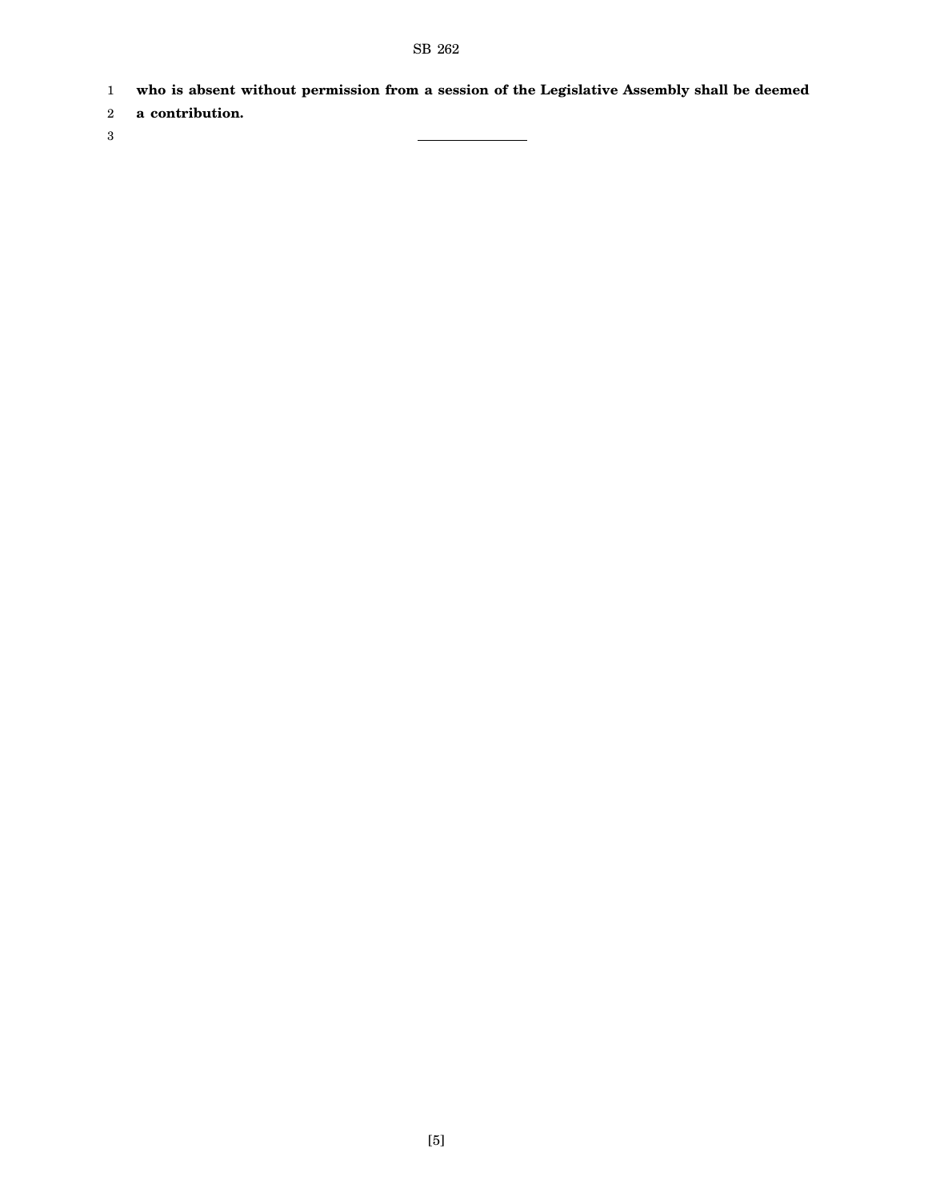**who is absent without permission from a session of the Legislative Assembly shall be deemed a contribution.**

---